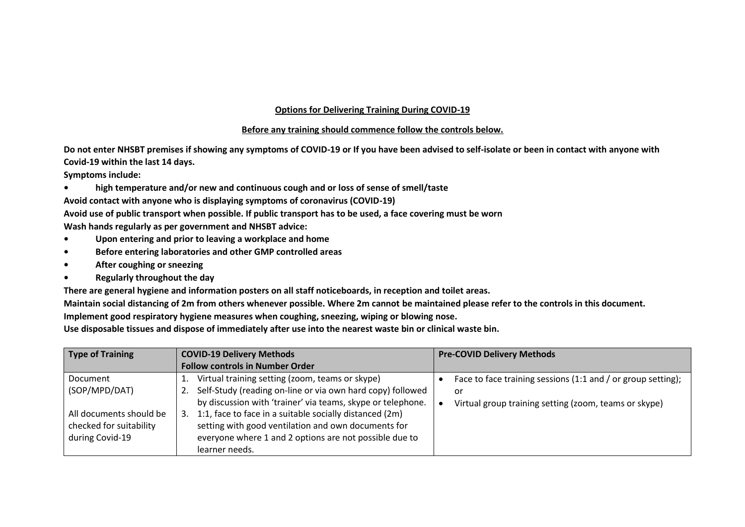**Options for Delivering Training During COVID-19**

**Before any training should commence follow the controls below.**

**Do not enter NHSBT premises if showing any symptoms of COVID-19 or If you have been advised to self-isolate or been in contact with anyone with Covid-19 within the last 14 days.**

**Symptoms include:**

- **high temperature and/or new and continuous cough and or loss of sense of smell/taste**

**Avoid contact with anyone who is displaying symptoms of coronavirus (COVID-19)**

**Avoid use of public transport when possible. If public transport has to be used, a face covering must be worn**

**Wash hands regularly as per government and NHSBT advice:**

- **Upon entering and prior to leaving a workplace and home**
- **Before entering laboratories and other GMP controlled areas**
- **After coughing or sneezing**
- **Regularly throughout the day**

**There are general hygiene and information posters on all staff noticeboards, in reception and toilet areas.**

**Maintain social distancing of 2m from others whenever possible. Where 2m cannot be maintained please refer to the controls in this document.**

**Implement good respiratory hygiene measures when coughing, sneezing, wiping or blowing nose.**

**Use disposable tissues and dispose of immediately after use into the nearest waste bin or clinical waste bin.**

| Type of Training | COVID-19 Delivery Methods<br>Follow controls in Number Order | Pre-COVID Delivery Methods |
|---|---|---|
| Document (SOP/MPD/DAT)<br><br>All documents should be checked for suitability during Covid-19 | 1. Virtual training setting (zoom, teams or skype)<br>2. Self-Study (reading on-line or via own hard copy) followed by discussion with 'trainer' via teams, skype or telephone.<br>3. 1:1, face to face in a suitable socially distanced (2m) setting with good ventilation and own documents for everyone where 1 and 2 options are not possible due to learner needs. | • Face to face training sessions (1:1 and / or group setting); or<br>• Virtual group training setting (zoom, teams or skype) |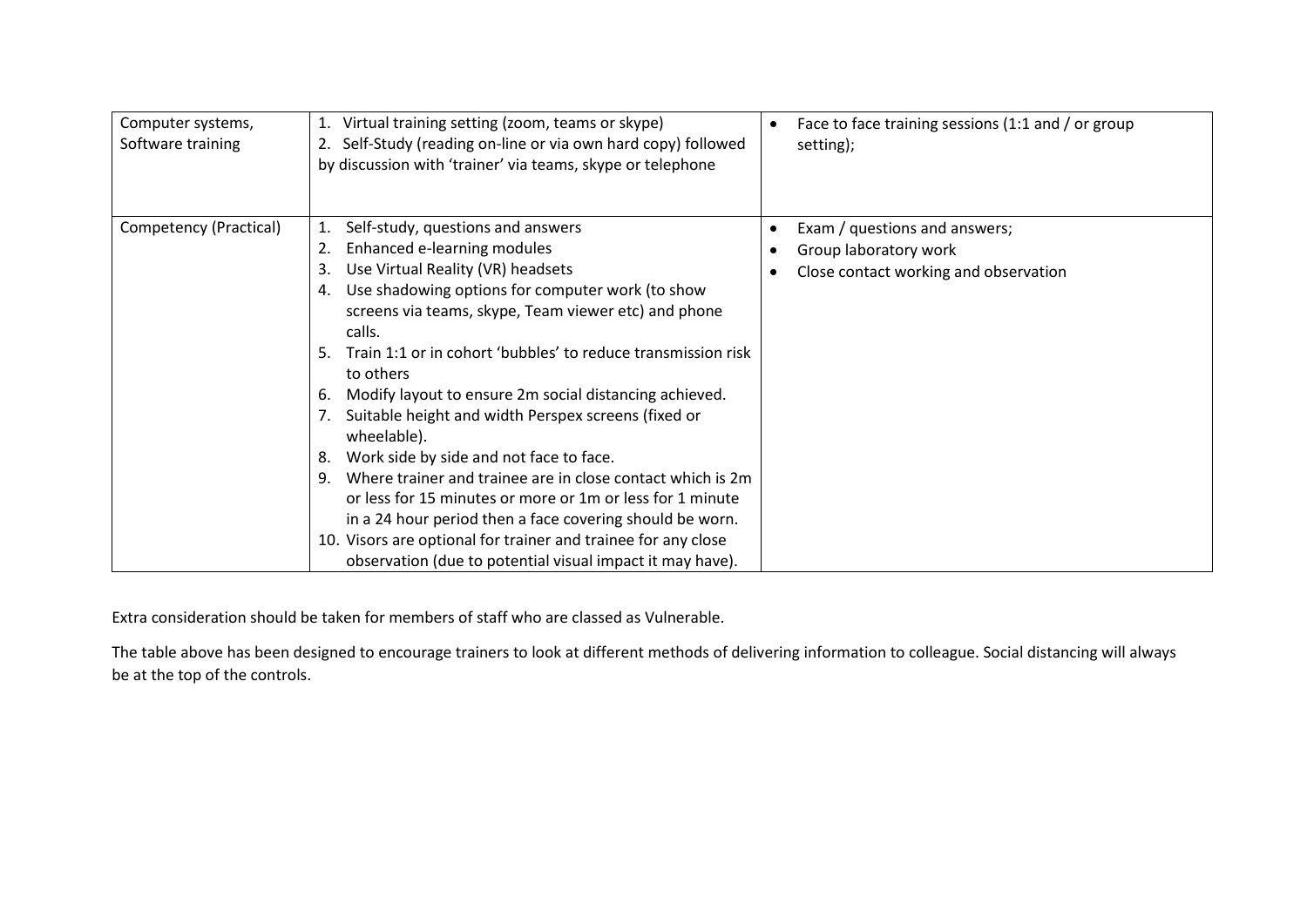| | | |
|---|---|---|
| Computer systems, Software training | 1. Virtual training setting (zoom, teams or skype)<br>2. Self-Study (reading on-line or via own hard copy) followed by discussion with 'trainer' via teams, skype or telephone | • Face to face training sessions (1:1 and / or group setting); |
| Competency (Practical) | 1. Self-study, questions and answers<br>2. Enhanced e-learning modules<br>3. Use Virtual Reality (VR) headsets<br>4. Use shadowing options for computer work (to show screens via teams, skype, Team viewer etc) and phone calls.<br>5. Train 1:1 or in cohort 'bubbles' to reduce transmission risk to others<br>6. Modify layout to ensure 2m social distancing achieved.<br>7. Suitable height and width Perspex screens (fixed or wheelable).<br>8. Work side by side and not face to face.<br>9. Where trainer and trainee are in close contact which is 2m or less for 15 minutes or more or 1m or less for 1 minute in a 24 hour period then a face covering should be worn.<br>10. Visors are optional for trainer and trainee for any close observation (due to potential visual impact it may have). | • Exam / questions and answers;<br>• Group laboratory work<br>• Close contact working and observation |

Extra consideration should be taken for members of staff who are classed as Vulnerable.

The table above has been designed to encourage trainers to look at different methods of delivering information to colleague. Social distancing will always be at the top of the controls.